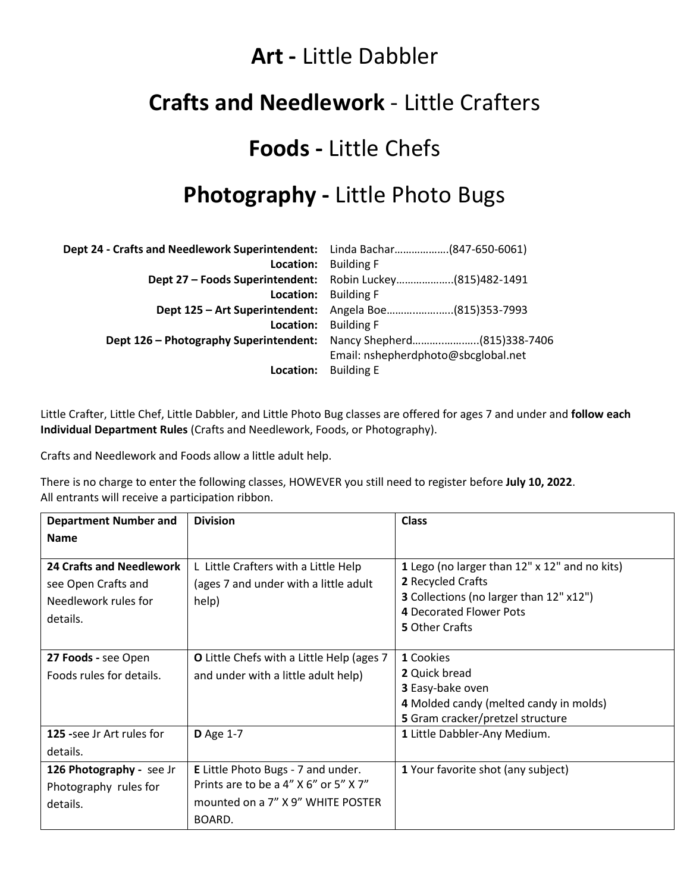# **Art -** Little Dabbler

# **Crafts and Needlework** - Little Crafters

# **Foods -** Little Chefs

# **Photography -** Little Photo Bugs

**Dept 24 - Crafts and Needlework Superintendent:** Linda Bachar……………….(847-650-6061)
**Location:** Building F
**Dept 27 – Foods Superintendent:** Robin Luckey………………..(815)482-1491
**Location:** Building F
**Dept 125 – Art Superintendent:** Angela Boe……..…………..(815)353-7993
**Location:** Building F
**Dept 126 – Photography Superintendent:** Nancy Shepherd…….…………..(815)338-7406
Email: nshepherdphoto@sbcglobal.net
**Location:** Building E

Little Crafter, Little Chef, Little Dabbler, and Little Photo Bug classes are offered for ages 7 and under and **follow each Individual Department Rules** (Crafts and Needlework, Foods, or Photography).

Crafts and Needlework and Foods allow a little adult help.

There is no charge to enter the following classes, HOWEVER you still need to register before **July 10, 2022**.
All entrants will receive a participation ribbon.

| **Department Number and Name** | **Division** | **Class** |
|---|---|---|
| **24 Crafts and Needlework** see Open Crafts and Needlework rules for details. | L Little Crafters with a Little Help (ages 7 and under with a little adult help) | **1** Lego (no larger than 12" x 12" and no kits)<br>**2** Recycled Crafts<br>**3** Collections (no larger than 12" x12")<br>**4** Decorated Flower Pots<br>**5** Other Crafts |
| **27 Foods -** see Open Foods rules for details. | **O** Little Chefs with a Little Help (ages 7 and under with a little adult help) | **1** Cookies<br>**2** Quick bread<br>**3** Easy-bake oven<br>**4** Molded candy (melted candy in molds)<br>**5** Gram cracker/pretzel structure |
| **125 -**see Jr Art rules for details. | **D** Age 1-7 | **1** Little Dabbler-Any Medium. |
| **126 Photography -** see Jr Photography rules for details. | **E** Little Photo Bugs - 7 and under. Prints are to be a 4" X 6" or 5" X 7" mounted on a 7" X 9" WHITE POSTER BOARD. | **1** Your favorite shot (any subject) |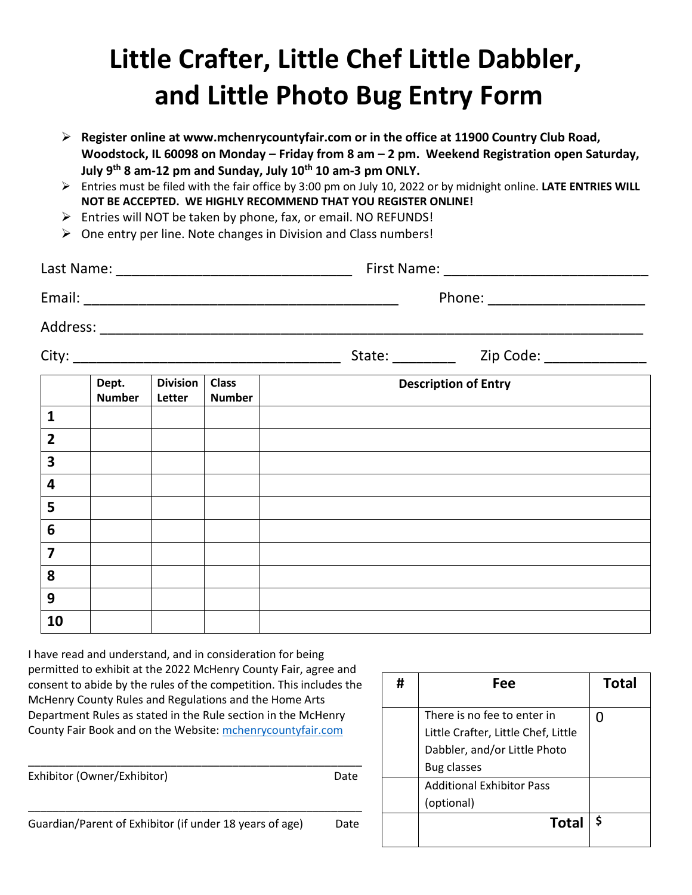# Little Crafter, Little Chef Little Dabbler, and Little Photo Bug Entry Form

- **Register online at www.mchenrycountyfair.com or in the office at 11900 Country Club Road, Woodstock, IL 60098 on Monday – Friday from 8 am – 2 pm. Weekend Registration open Saturday, July 9th 8 am-12 pm and Sunday, July 10th 10 am-3 pm ONLY.**
- Entries must be filed with the fair office by 3:00 pm on July 10, 2022 or by midnight online. **LATE ENTRIES WILL NOT BE ACCEPTED. WE HIGHLY RECOMMEND THAT YOU REGISTER ONLINE!**
- Entries will NOT be taken by phone, fax, or email. NO REFUNDS!
- One entry per line. Note changes in Division and Class numbers!

Last Name: ______________________________ First Name: __________________________

Email: ________________________________________ Phone: ____________________

Address: ______________________________________________________________________

City: __________________________________ State: ________ Zip Code: _____________

| | Dept. Number | Division Letter | Class Number | Description of Entry |
|---|---|---|---|---|
| **1** | | | | |
| **2** | | | | |
| **3** | | | | |
| **4** | | | | |
| **5** | | | | |
| **6** | | | | |
| **7** | | | | |
| **8** | | | | |
| **9** | | | | |
| **10** | | | | |

I have read and understand, and in consideration for being permitted to exhibit at the 2022 McHenry County Fair, agree and consent to abide by the rules of the competition. This includes the McHenry County Rules and Regulations and the Home Arts Department Rules as stated in the Rule section in the McHenry County Fair Book and on the Website: mchenrycountyfair.com

_____________________________________________________

Exhibitor (Owner/Exhibitor) Date

_____________________________________________________

Guardian/Parent of Exhibitor (if under 18 years of age) Date

| # | Fee | Total |
|---|---|---|
| | There is no fee to enter in Little Crafter, Little Chef, Little Dabbler, and/or Little Photo Bug classes | 0 |
| | Additional Exhibitor Pass (optional) | |
| | **Total** | $ |